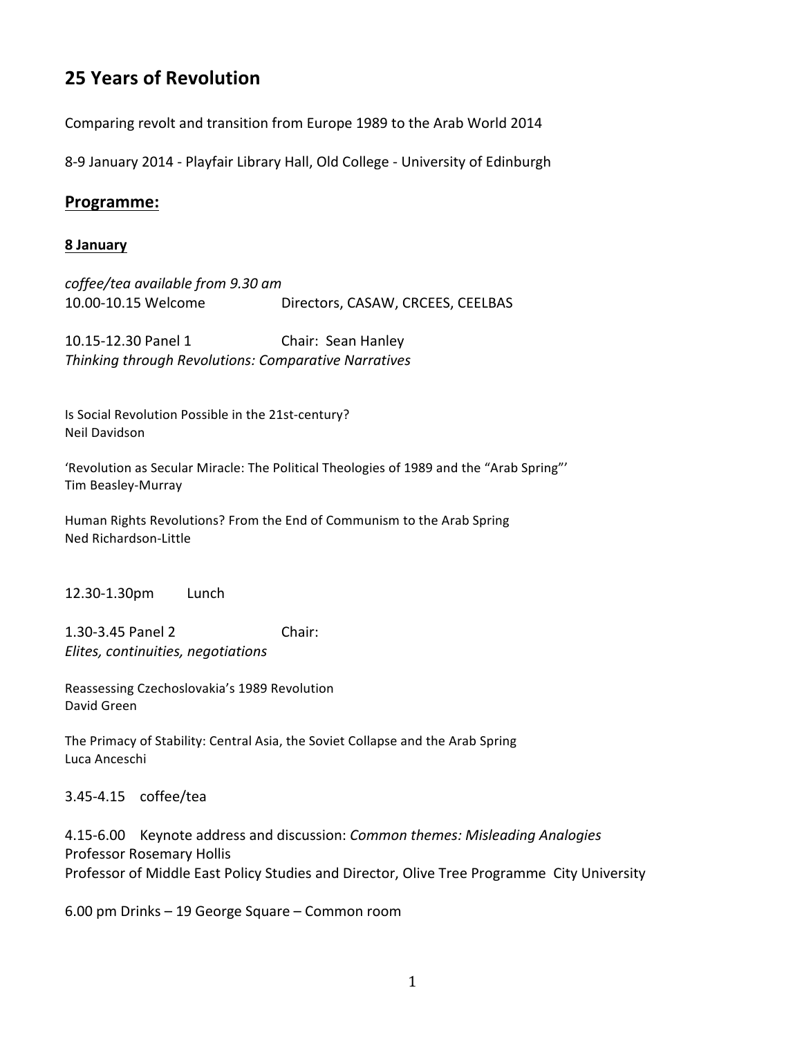# 25 Years of Revolution

Comparing revolt and transition from Europe 1989 to the Arab World 2014

8-9 January 2014 - Playfair Library Hall, Old College - University of Edinburgh

## <u>Programme:</u>

### <u>8 January</u>

*coffee/tea available from 9.30 am*
10.00-10.15 Welcome Directors, CASAW, CRCEES, CEELBAS

10.15-12.30 Panel 1 Chair: Sean Hanley
*Thinking through Revolutions: Comparative Narratives*

Is Social Revolution Possible in the 21st-century?
Neil Davidson

'Revolution as Secular Miracle: The Political Theologies of 1989 and the "Arab Spring"'
Tim Beasley-Murray

Human Rights Revolutions? From the End of Communism to the Arab Spring
Ned Richardson-Little

12.30-1.30pm Lunch

1.30-3.45 Panel 2 Chair:
*Elites, continuities, negotiations*

Reassessing Czechoslovakia's 1989 Revolution
David Green

The Primacy of Stability: Central Asia, the Soviet Collapse and the Arab Spring
Luca Anceschi

3.45-4.15 coffee/tea

4.15-6.00 Keynote address and discussion: *Common themes: Misleading Analogies*
Professor Rosemary Hollis
Professor of Middle East Policy Studies and Director, Olive Tree Programme City University

6.00 pm Drinks – 19 George Square – Common room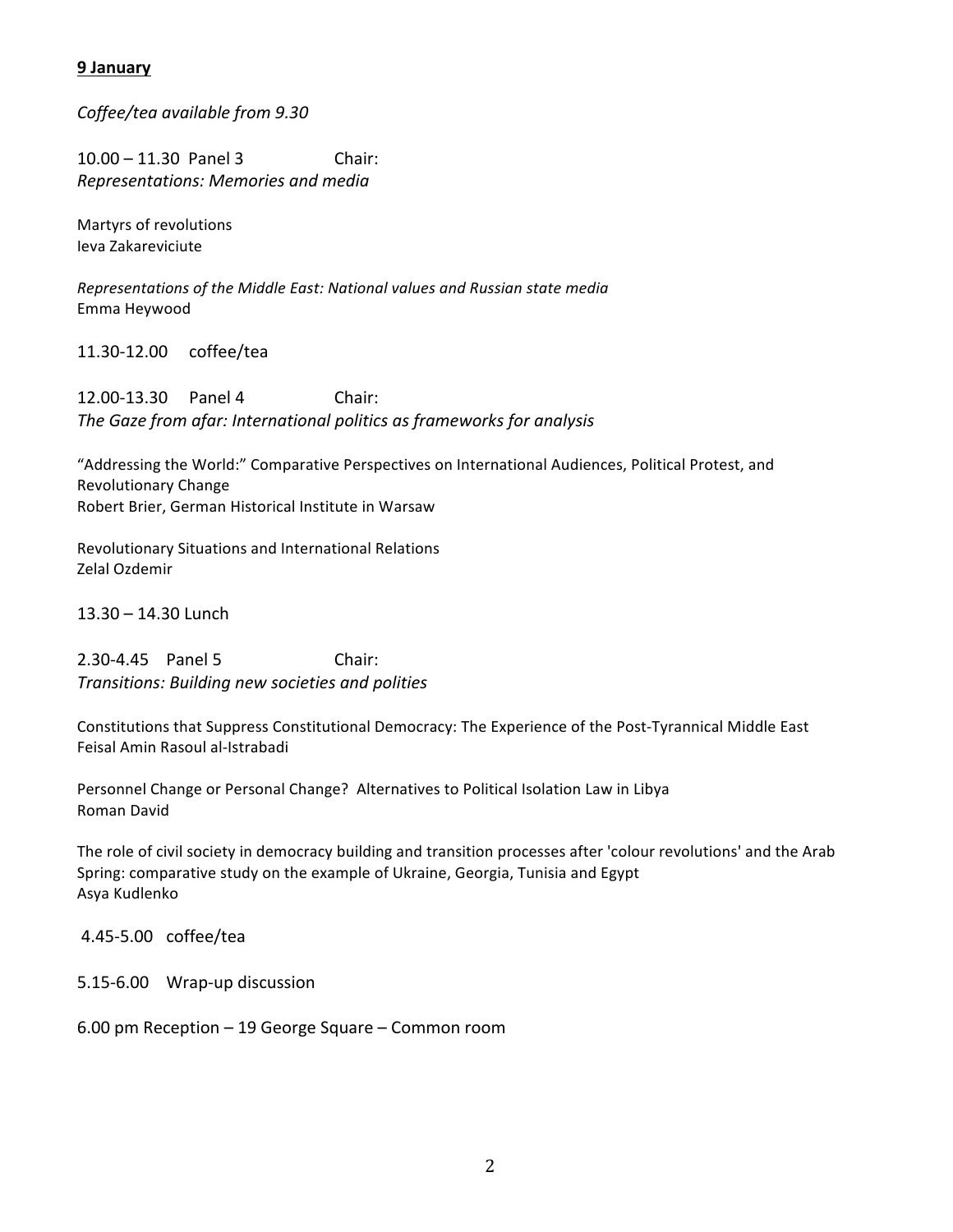**9 January**

*Coffee/tea available from 9.30*

10.00 – 11.30 Panel 3 Chair:
*Representations: Memories and media*

Martyrs of revolutions
Ieva Zakareviciute

*Representations of the Middle East: National values and Russian state media*
Emma Heywood

11.30-12.00 coffee/tea

12.00-13.30 Panel 4 Chair:
*The Gaze from afar: International politics as frameworks for analysis*

"Addressing the World:" Comparative Perspectives on International Audiences, Political Protest, and Revolutionary Change
Robert Brier, German Historical Institute in Warsaw

Revolutionary Situations and International Relations
Zelal Ozdemir

13.30 – 14.30 Lunch

2.30-4.45 Panel 5 Chair:
*Transitions: Building new societies and polities*

Constitutions that Suppress Constitutional Democracy: The Experience of the Post-Tyrannical Middle East
Feisal Amin Rasoul al-Istrabadi

Personnel Change or Personal Change? Alternatives to Political Isolation Law in Libya
Roman David

The role of civil society in democracy building and transition processes after 'colour revolutions' and the Arab Spring: comparative study on the example of Ukraine, Georgia, Tunisia and Egypt
Asya Kudlenko

4.45-5.00 coffee/tea

5.15-6.00 Wrap-up discussion

6.00 pm Reception – 19 George Square – Common room